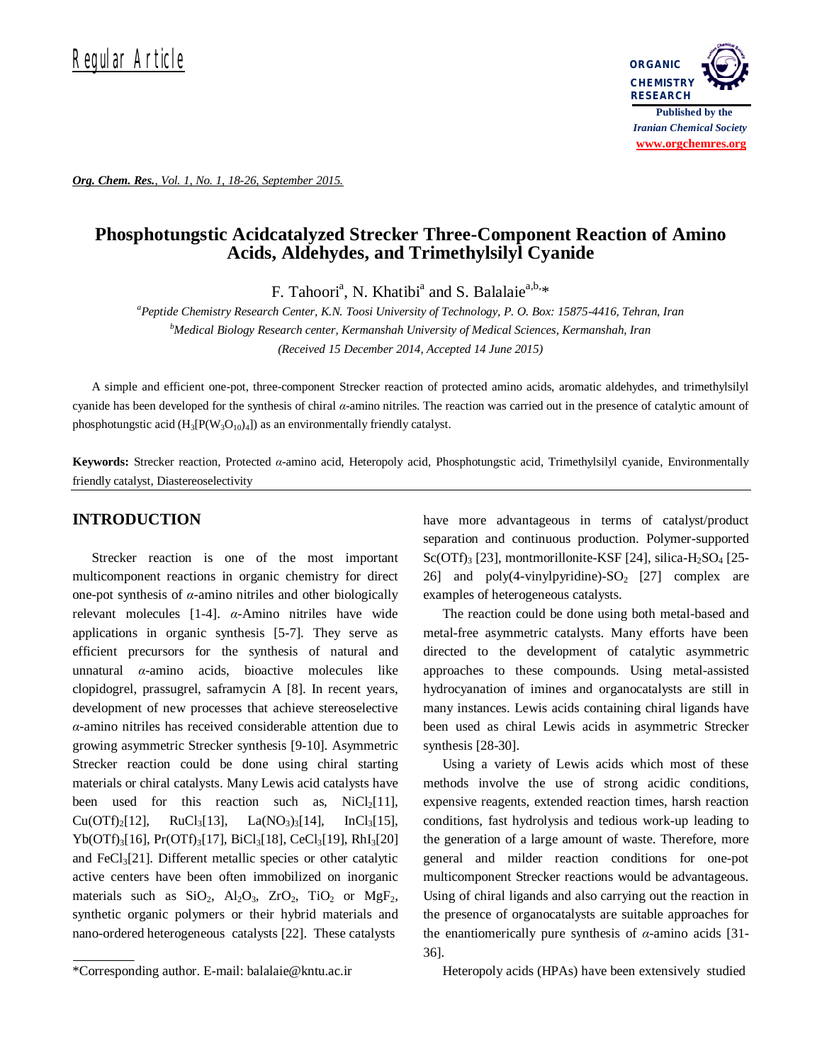Regular Article

# Phosphotungstic Acidcatalyzed Strecker Three-Component Reaction of Amino Acids, Aldehydes, and Trimethylsilyl Cyanide

F. Tahoori[a], N. Khatibi[a] and S. Balalaie[a,b,*]

[a]*Peptide Chemistry Research Center, K.N. Toosi University of Technology, P. O. Box: 15875-4416, Tehran, Iran*
[b]*Medical Biology Research center, Kermanshah University of Medical Sciences, Kermanshah, Iran*
*(Received 15 December 2014, Accepted 14 June 2015)*

A simple and efficient one-pot, three-component Strecker reaction of protected amino acids, aromatic aldehydes, and trimethylsilyl cyanide has been developed for the synthesis of chiral *α*-amino nitriles. The reaction was carried out in the presence of catalytic amount of phosphotungstic acid ($H_3[P(W_3O_{10})_4]$) as an environmentally friendly catalyst.

**Keywords:** Strecker reaction, Protected *α*-amino acid, Heteropoly acid, Phosphotungstic acid, Trimethylsilyl cyanide, Environmentally friendly catalyst, Diastereoselectivity

## INTRODUCTION

Strecker reaction is one of the most important multicomponent reactions in organic chemistry for direct one-pot synthesis of *α*-amino nitriles and other biologically relevant molecules [1-4]. *α*-Amino nitriles have wide applications in organic synthesis [5-7]. They serve as efficient precursors for the synthesis of natural and unnatural *α*-amino acids, bioactive molecules like clopidogrel, prassugrel, saframycin A [8]. In recent years, development of new processes that achieve stereoselective *α*-amino nitriles has received considerable attention due to growing asymmetric Strecker synthesis [9-10]. Asymmetric Strecker reaction could be done using chiral starting materials or chiral catalysts. Many Lewis acid catalysts have been used for this reaction such as, $NiCl_2$[11], $Cu(OTf)_2$[12], $RuCl_3$[13], $La(NO_3)_3$[14], $InCl_3$[15], $Yb(OTf)_3$[16], $Pr(OTf)_3$[17], $BiCl_3$[18], $CeCl_3$[19], $RhI_3$[20] and $FeCl_3$[21]. Different metallic species or other catalytic active centers have been often immobilized on inorganic materials such as $SiO_2$, $Al_2O_3$, $ZrO_2$, $TiO_2$ or $MgF_2$, synthetic organic polymers or their hybrid materials and nano-ordered heterogeneous catalysts [22]. These catalysts have more advantageous in terms of catalyst/product separation and continuous production. Polymer-supported $Sc(OTf)_3$ [23], montmorillonite-KSF [24], silica-$H_2SO_4$ [25-26] and poly(4-vinylpyridine)-$SO_2$ [27] complex are examples of heterogeneous catalysts.

The reaction could be done using both metal-based and metal-free asymmetric catalysts. Many efforts have been directed to the development of catalytic asymmetric approaches to these compounds. Using metal-assisted hydrocyanation of imines and organocatalysts are still in many instances. Lewis acids containing chiral ligands have been used as chiral Lewis acids in asymmetric Strecker synthesis [28-30].

Using a variety of Lewis acids which most of these methods involve the use of strong acidic conditions, expensive reagents, extended reaction times, harsh reaction conditions, fast hydrolysis and tedious work-up leading to the generation of a large amount of waste. Therefore, more general and milder reaction conditions for one-pot multicomponent Strecker reactions would be advantageous. Using of chiral ligands and also carrying out the reaction in the presence of organocatalysts are suitable approaches for the enantiomerically pure synthesis of *α*-amino acids [31-36].

Heteropoly acids (HPAs) have been extensively studied

*Corresponding author. E-mail: balalaie@kntu.ac.ir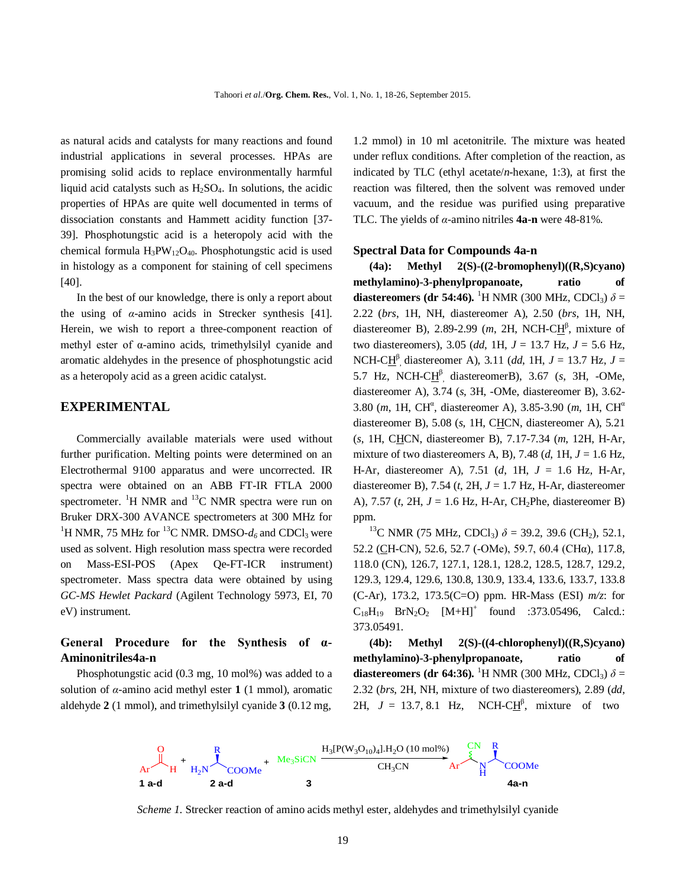as natural acids and catalysts for many reactions and found industrial applications in several processes. HPAs are promising solid acids to replace environmentally harmful liquid acid catalysts such as $H_2SO_4$. In solutions, the acidic properties of HPAs are quite well documented in terms of dissociation constants and Hammett acidity function [37-39]. Phosphotungstic acid is a heteropoly acid with the chemical formula $H_3PW_{12}O_{40}$. Phosphotungstic acid is used in histology as a component for staining of cell specimens [40].

In the best of our knowledge, there is only a report about the using of *α*-amino acids in Strecker synthesis [41]. Herein, we wish to report a three-component reaction of methyl ester of α-amino acids, trimethylsilyl cyanide and aromatic aldehydes in the presence of phosphotungstic acid as a heteropoly acid as a green acidic catalyst.

## EXPERIMENTAL

Commercially available materials were used without further purification. Melting points were determined on an Electrothermal 9100 apparatus and were uncorrected. IR spectra were obtained on an ABB FT-IR FTLA 2000 spectrometer. $^1H$ NMR and $^{13}C$ NMR spectra were run on Bruker DRX-300 AVANCE spectrometers at 300 MHz for $^1H$ NMR, 75 MHz for $^{13}C$ NMR. DMSO-$d_6$ and $CDCl_3$ were used as solvent. High resolution mass spectra were recorded on Mass-ESI-POS (Apex Qe-FT-ICR instrument) spectrometer. Mass spectra data were obtained by using *GC-MS Hewlet Packard* (Agilent Technology 5973, EI, 70 eV) instrument.

### General Procedure for the Synthesis of α-Aminonitriles4a-n

Phosphotungstic acid (0.3 mg, 10 mol%) was added to a solution of *α*-amino acid methyl ester **1** (1 mmol), aromatic aldehyde **2** (1 mmol), and trimethylsilyl cyanide **3** (0.12 mg, 1.2 mmol) in 10 ml acetonitrile. The mixture was heated under reflux conditions. After completion of the reaction, as indicated by TLC (ethyl acetate/*n*-hexane, 1:3), at first the reaction was filtered, then the solvent was removed under vacuum, and the residue was purified using preparative TLC. The yields of *α*-amino nitriles **4a-n** were 48-81%.

### Spectral Data for Compounds 4a-n

**(4a): Methyl 2(S)-((2-bromophenyl)((R,S)cyano) methylamino)-3-phenylpropanoate, ratio of diastereomers (dr 54:46).** $^1H$ NMR (300 MHz, $CDCl_3$) $\delta$ = 2.22 (*brs*, 1H, NH, diastereomer A), 2.50 (*brs*, 1H, NH, diastereomer B), 2.89-2.99 (*m*, 2H, NCH-C<u>H</u>$^\beta$, mixture of two diastereomers), 3.05 (*dd*, 1H, *J* = 13.7 Hz, *J* = 5.6 Hz, NCH-C<u>H</u>$^\beta$, diastereomer A), 3.11 (*dd*, 1H, *J* = 13.7 Hz, *J* = 5.7 Hz, NCH-C<u>H</u>$^\beta$, diastereomerB), 3.67 (*s*, 3H, -OMe, diastereomer A), 3.74 (*s*, 3H, -OMe, diastereomer B), 3.62-3.80 (*m*, 1H, CH$^\alpha$, diastereomer A), 3.85-3.90 (*m*, 1H, CH$^\alpha$ diastereomer B), 5.08 (*s*, 1H, C<u>H</u>CN, diastereomer A), 5.21 (*s*, 1H, C<u>H</u>CN, diastereomer B), 7.17-7.34 (*m*, 12H, H-Ar, mixture of two diastereomers A, B), 7.48 (*d*, 1H, *J* = 1.6 Hz, H-Ar, diastereomer A), 7.51 (*d*, 1H, *J* = 1.6 Hz, H-Ar, diastereomer B), 7.54 (*t*, 2H, *J* = 1.7 Hz, H-Ar, diastereomer A), 7.57 (*t*, 2H, *J* = 1.6 Hz, H-Ar, $CH_2$Phe, diastereomer B) ppm.

$^{13}C$ NMR (75 MHz, $CDCl_3$) $\delta$ = 39.2, 39.6 ($CH_2$), 52.1, 52.2 (<u>C</u>H-CN), 52.6, 52.7 (-OMe), 59.7, 60.4 (CHα), 117.8, 118.0 (CN), 126.7, 127.1, 128.1, 128.2, 128.5, 128.7, 129.2, 129.3, 129.4, 129.6, 130.8, 130.9, 133.4, 133.6, 133.7, 133.8 (C-Ar), 173.2, 173.5(C=O) ppm. HR-Mass (ESI) *m/z*: for $C_{18}H_{19}BrN_2O_2$ $[M+H]^+$ found :373.05496, Calcd.: 373.05491.

**(4b): Methyl 2(S)-((4-chlorophenyl)((R,S)cyano) methylamino)-3-phenylpropanoate, ratio of diastereomers (dr 64:36).** $^1H$ NMR (300 MHz, $CDCl_3$) $\delta$ = 2.32 (*brs*, 2H, NH, mixture of two diastereomers), 2.89 (*dd*, 2H, *J* = 13.7, 8.1 Hz, NCH-C<u>H</u>$^\beta$, mixture of two

$$\mathbf{1\,a\text{-}d}\ (ArCHO) + \mathbf{2\,a\text{-}d}\ (H_2N\text{-}CH(R)\text{-}COOMe) + \mathbf{3}\ (Me_3SiCN) \xrightarrow[CH_3CN]{H_3[P(W_3O_{10})_4].H_2O\ (10\ mol\%)} \mathbf{4a\text{-}n}\ (Ar\text{-}CH(CN)\text{-}NH\text{-}CH(R)\text{-}COOMe)$$

*Scheme 1.* Strecker reaction of amino acids methyl ester, aldehydes and trimethylsilyl cyanide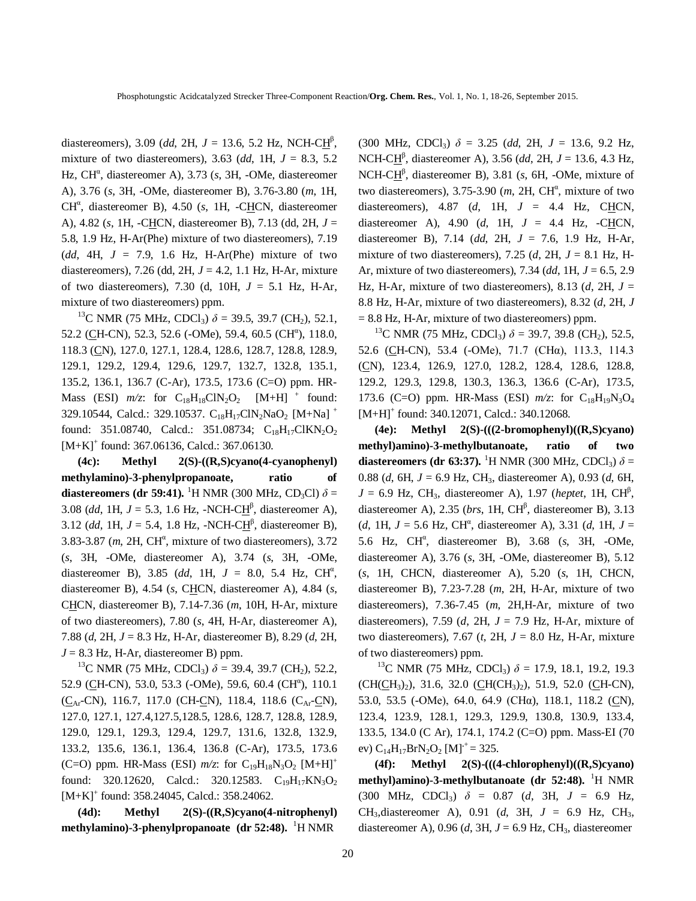diastereomers), 3.09 (*dd*, 2H, *J* = 13.6, 5.2 Hz, NCH-C<u>H</u>$^{\beta}$, mixture of two diastereomers), 3.63 (*dd*, 1H, *J* = 8.3, 5.2 Hz, CH$^{\alpha}$, diastereomer A), 3.73 (*s*, 3H, -OMe, diastereomer A), 3.76 (*s*, 3H, -OMe, diastereomer B), 3.76-3.80 (*m*, 1H, CH$^{\alpha}$, diastereomer B), 4.50 (*s*, 1H, -C<u>H</u>CN, diastereomer A), 4.82 (*s*, 1H, -C<u>H</u>CN, diastereomer B), 7.13 (dd, 2H, *J* = 5.8, 1.9 Hz, H-Ar(Phe) mixture of two diastereomers), 7.19 (*dd*, 4H, *J* = 7.9, 1.6 Hz, H-Ar(Phe) mixture of two diastereomers), 7.26 (dd, 2H, *J* = 4.2, 1.1 Hz, H-Ar, mixture of two diastereomers), 7.30 (d, 10H, *J* = 5.1 Hz, H-Ar, mixture of two diastereomers) ppm.

$^{13}$C NMR (75 MHz, $CDCl_3$) $\delta$ = 39.5, 39.7 ($CH_2$), 52.1, 52.2 (<u>C</u>H-CN), 52.3, 52.6 (-OMe), 59.4, 60.5 (CH$^{\alpha}$), 118.0, 118.3 (<u>C</u>N), 127.0, 127.1, 128.4, 128.6, 128.7, 128.8, 128.9, 129.1, 129.2, 129.4, 129.6, 129.7, 132.7, 132.8, 135.1, 135.2, 136.1, 136.7 (C-Ar), 173.5, 173.6 (C=O) ppm. HR-Mass (ESI) *m/z*: for $C_{18}H_{18}ClN_2O_2$ $[M+H]^+$ found: 329.10544, Calcd.: 329.10537. $C_{18}H_{17}ClN_2NaO_2$ $[M+Na]^+$ found: 351.08740, Calcd.: 351.08734; $C_{18}H_{17}ClKN_2O_2$ $[M+K]^+$ found: 367.06136, Calcd.: 367.06130.

**(4c): Methyl 2(S)-((R,S)cyano(4-cyanophenyl) methylamino)-3-phenylpropanoate, ratio of diastereomers (dr 59:41).** $^{1}$H NMR (300 MHz, $CD_3Cl$) $\delta$ = 3.08 (*dd*, 1H, *J* = 5.3, 1.6 Hz, -NCH-C<u>H</u>$^{\beta}$, diastereomer A), 3.12 (*dd*, 1H, *J* = 5.4, 1.8 Hz, -NCH-C<u>H</u>$^{\beta}$, diastereomer B), 3.83-3.87 (*m*, 2H, CH$^{\alpha}$, mixture of two diastereomers), 3.72 (*s*, 3H, -OMe, diastereomer A), 3.74 (*s*, 3H, -OMe, diastereomer B), 3.85 (*dd*, 1H, *J* = 8.0, 5.4 Hz, CH$^{\alpha}$, diastereomer B), 4.54 (*s*, C<u>H</u>CN, diastereomer A), 4.84 (*s*, C<u>H</u>CN, diastereomer B), 7.14-7.36 (*m*, 10H, H-Ar, mixture of two diastereomers), 7.80 (*s*, 4H, H-Ar, diastereomer A), 7.88 (*d*, 2H, *J* = 8.3 Hz, H-Ar, diastereomer B), 8.29 (*d*, 2H, *J* = 8.3 Hz, H-Ar, diastereomer B) ppm.

$^{13}$C NMR (75 MHz, $CDCl_3$) $\delta$ = 39.4, 39.7 ($CH_2$), 52.2, 52.9 (<u>C</u>H-CN), 53.0, 53.3 (-OMe), 59.6, 60.4 (CH$^{\alpha}$), 110.1 (<u>C</u>$_{Ar}$-CN), 116.7, 117.0 (CH-<u>C</u>N), 118.4, 118.6 (C$_{Ar}$-<u>C</u>N), 127.0, 127.1, 127.4,127.5,128.5, 128.6, 128.7, 128.8, 128.9, 129.0, 129.1, 129.3, 129.4, 129.7, 131.6, 132.8, 132.9, 133.2, 135.6, 136.1, 136.4, 136.8 (C-Ar), 173.5, 173.6 (C=O) ppm. HR-Mass (ESI) *m/z*: for $C_{19}H_{18}N_3O_2$ $[M+H]^+$ found: 320.12620, Calcd.: 320.12583. $C_{19}H_{17}KN_3O_2$ $[M+K]^+$ found: 358.24045, Calcd.: 358.24062.

**(4d): Methyl 2(S)-((R,S)cyano(4-nitrophenyl) methylamino)-3-phenylpropanoate (dr 52:48).** $^{1}$H NMR (300 MHz, $CDCl_3$) $\delta$ = 3.25 (*dd*, 2H, *J* = 13.6, 9.2 Hz, NCH-C<u>H</u>$^{\beta}$, diastereomer A), 3.56 (*dd*, 2H, *J* = 13.6, 4.3 Hz, NCH-C<u>H</u>$^{\beta}$, diastereomer B), 3.81 (*s*, 6H, -OMe, mixture of two diastereomers), 3.75-3.90 (*m*, 2H, CH$^{\alpha}$, mixture of two diastereomers), 4.87 (*d*, 1H, *J* = 4.4 Hz, C<u>H</u>CN, diastereomer A), 4.90 (*d*, 1H, *J* = 4.4 Hz, -C<u>H</u>CN, diastereomer B), 7.14 (*dd*, 2H, *J* = 7.6, 1.9 Hz, H-Ar, mixture of two diastereomers), 7.25 (*d*, 2H, *J* = 8.1 Hz, H-Ar, mixture of two diastereomers), 7.34 (*dd*, 1H, *J* = 6.5, 2.9 Hz, H-Ar, mixture of two diastereomers), 8.13 (*d*, 2H, *J* = 8.8 Hz, H-Ar, mixture of two diastereomers), 8.32 (*d*, 2H, *J* = 8.8 Hz, H-Ar, mixture of two diastereomers) ppm.

$^{13}$C NMR (75 MHz, $CDCl_3$) $\delta$ = 39.7, 39.8 ($CH_2$), 52.5, 52.6 (<u>C</u>H-CN), 53.4 (-OMe), 71.7 (CHα), 113.3, 114.3 (<u>C</u>N), 123.4, 126.9, 127.0, 128.2, 128.4, 128.6, 128.8, 129.2, 129.3, 129.8, 130.3, 136.3, 136.6 (C-Ar), 173.5, 173.6 (C=O) ppm. HR-Mass (ESI) *m/z*: for $C_{18}H_{19}N_3O_4$ $[M+H]^+$ found: 340.12071, Calcd.: 340.12068.

**(4e): Methyl 2(S)-(((2-bromophenyl)((R,S)cyano) methyl)amino)-3-methylbutanoate, ratio of two diastereomers (dr 63:37).** $^{1}$H NMR (300 MHz, $CDCl_3$) $\delta$ = 0.88 (*d*, 6H, *J* = 6.9 Hz, $CH_3$, diastereomer A), 0.93 (*d*, 6H, *J* = 6.9 Hz, $CH_3$, diastereomer A), 1.97 (*heptet*, 1H, CH$^{\beta}$, diastereomer A), 2.35 (*brs*, 1H, CH$^{\beta}$, diastereomer B), 3.13 (*d*, 1H, *J* = 5.6 Hz, CH$^{\alpha}$, diastereomer A), 3.31 (*d*, 1H, *J* = 5.6 Hz, CH$^{\alpha}$, diastereomer B), 3.68 (*s*, 3H, -OMe, diastereomer A), 3.76 (*s*, 3H, -OMe, diastereomer B), 5.12 (*s*, 1H, CHCN, diastereomer A), 5.20 (*s*, 1H, CHCN, diastereomer B), 7.23-7.28 (*m*, 2H, H-Ar, mixture of two diastereomers), 7.36-7.45 (*m*, 2H,H-Ar, mixture of two diastereomers), 7.59 (*d*, 2H, *J* = 7.9 Hz, H-Ar, mixture of two diastereomers), 7.67 (*t*, 2H, *J* = 8.0 Hz, H-Ar, mixture of two diastereomers) ppm.

$^{13}$C NMR (75 MHz, $CDCl_3$) $\delta$ = 17.9, 18.1, 19.2, 19.3 (CH(<u>C</u>H$_3$)$_2$), 31.6, 32.0 (<u>C</u>H(CH$_3$)$_2$), 51.9, 52.0 (<u>C</u>H-CN), 53.0, 53.5 (-OMe), 64.0, 64.9 (CHα), 118.1, 118.2 (<u>C</u>N), 123.4, 123.9, 128.1, 129.3, 129.9, 130.8, 130.9, 133.4, 133.5, 134.0 (C Ar), 174.1, 174.2 (C=O) ppm. Mass-EI (70 ev) $C_{14}H_{17}BrN_2O_2$ $[M]^{\cdot+}$ = 325.

**(4f): Methyl 2(S)-(((4-chlorophenyl)((R,S)cyano) methyl)amino)-3-methylbutanoate (dr 52:48).** $^{1}$H NMR (300 MHz, $CDCl_3$) $\delta$ = 0.87 (*d*, 3H, *J* = 6.9 Hz, $CH_3$,diastereomer A), 0.91 (*d*, 3H, *J* = 6.9 Hz, $CH_3$, diastereomer A), 0.96 (*d*, 3H, *J* = 6.9 Hz, $CH_3$, diastereomer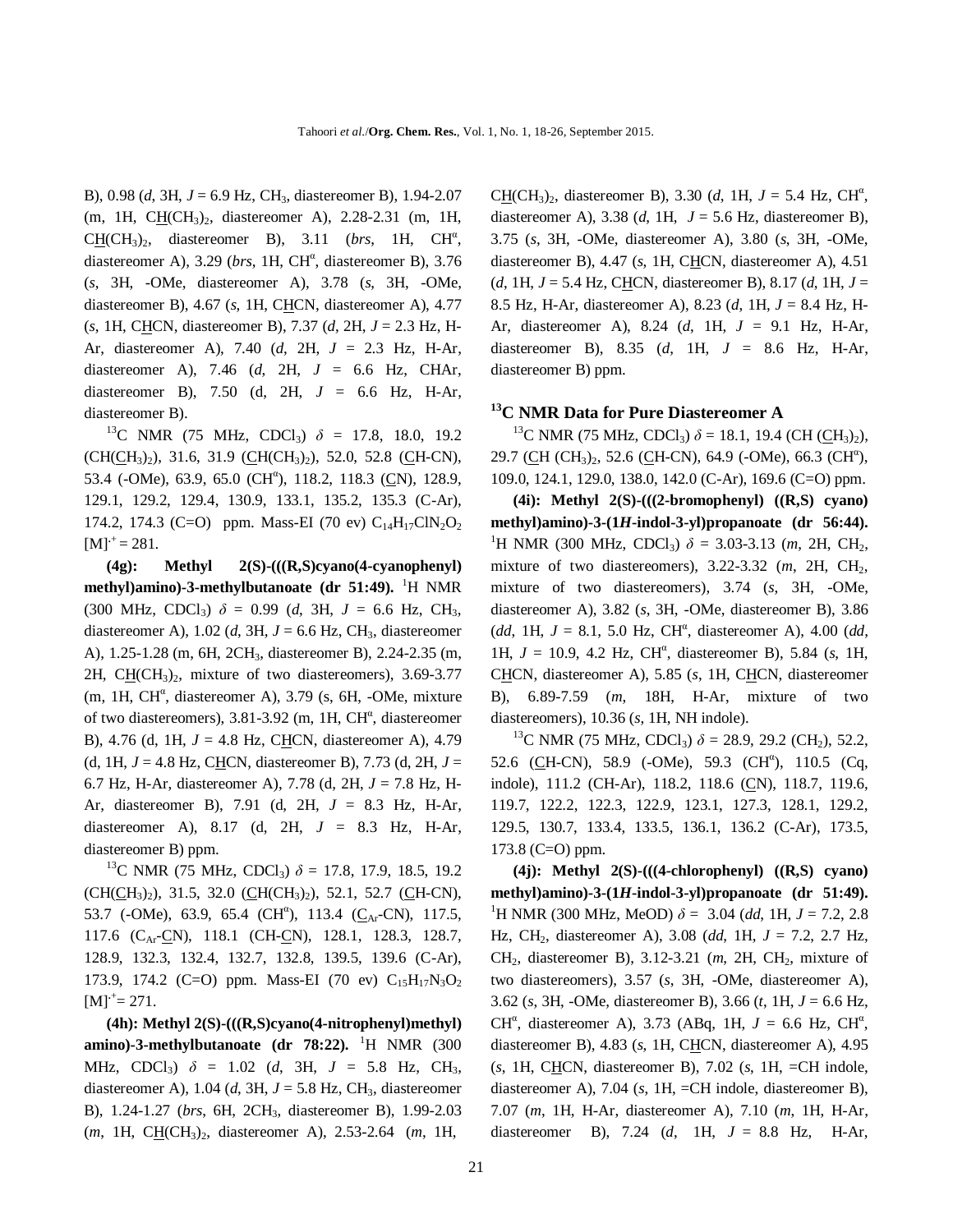B), 0.98 (*d*, 3H, *J* = 6.9 Hz, $CH_3$, diastereomer B), 1.94-2.07 (m, 1H, C<u>H</u>($CH_3$)$_2$, diastereomer A), 2.28-2.31 (m, 1H, C<u>H</u>($CH_3$)$_2$, diastereomer B), 3.11 (*brs*, 1H, $CH^\alpha$, diastereomer A), 3.29 (*brs*, 1H, $CH^\alpha$, diastereomer B), 3.76 (*s*, 3H, -OMe, diastereomer A), 3.78 (*s*, 3H, -OMe, diastereomer B), 4.67 (*s*, 1H, C<u>H</u>CN, diastereomer A), 4.77 (*s*, 1H, C<u>H</u>CN, diastereomer B), 7.37 (*d*, 2H, *J* = 2.3 Hz, H-Ar, diastereomer A), 7.40 (*d*, 2H, *J* = 2.3 Hz, H-Ar, diastereomer A), 7.46 (*d*, 2H, *J* = 6.6 Hz, CHAr, diastereomer B), 7.50 (d, 2H, *J* = 6.6 Hz, H-Ar, diastereomer B).

$^{13}$C NMR (75 MHz, $CDCl_3$) $\delta$ = 17.8, 18.0, 19.2 (CH(<u>C</u>$H_3$)$_2$), 31.6, 31.9 (<u>C</u>H($CH_3$)$_2$), 52.0, 52.8 (<u>C</u>H-CN), 53.4 (-OMe), 63.9, 65.0 ($CH^\alpha$), 118.2, 118.3 (<u>C</u>N), 128.9, 129.1, 129.2, 129.4, 130.9, 133.1, 135.2, 135.3 (C-Ar), 174.2, 174.3 (C=O) ppm. Mass-EI (70 ev) $C_{14}H_{17}ClN_2O_2$ $[M]^{+} = 281$.

**(4g): Methyl 2(S)-(((R,S)cyano(4-cyanophenyl) methyl)amino)-3-methylbutanoate (dr 51:49).** $^1$H NMR (300 MHz, $CDCl_3$) $\delta$ = 0.99 (*d*, 3H, *J* = 6.6 Hz, $CH_3$, diastereomer A), 1.02 (*d*, 3H, *J* = 6.6 Hz, $CH_3$, diastereomer A), 1.25-1.28 (m, 6H, 2$CH_3$, diastereomer B), 2.24-2.35 (m, 2H, C<u>H</u>($CH_3$)$_2$, mixture of two diastereomers), 3.69-3.77 (m, 1H, $CH^\alpha$, diastereomer A), 3.79 (s, 6H, -OMe, mixture of two diastereomers), 3.81-3.92 (m, 1H, $CH^\alpha$, diastereomer B), 4.76 (d, 1H, *J* = 4.8 Hz, C<u>H</u>CN, diastereomer A), 4.79 (d, 1H, *J* = 4.8 Hz, C<u>H</u>CN, diastereomer B), 7.73 (d, 2H, *J* = 6.7 Hz, H-Ar, diastereomer A), 7.78 (d, 2H, *J* = 7.8 Hz, H-Ar, diastereomer B), 7.91 (d, 2H, *J* = 8.3 Hz, H-Ar, diastereomer A), 8.17 (d, 2H, *J* = 8.3 Hz, H-Ar, diastereomer B) ppm.

$^{13}$C NMR (75 MHz, $CDCl_3$) $\delta$ = 17.8, 17.9, 18.5, 19.2 (CH(<u>C</u>$H_3$)$_2$), 31.5, 32.0 (<u>C</u>H($CH_3$)$_2$), 52.1, 52.7 (<u>C</u>H-CN), 53.7 (-OMe), 63.9, 65.4 ($CH^\alpha$), 113.4 (<u>C</u>$_{Ar}$-CN), 117.5, 117.6 ($C_{Ar}$-<u>C</u>N), 118.1 (CH-<u>C</u>N), 128.1, 128.3, 128.7, 128.9, 132.3, 132.4, 132.7, 132.8, 139.5, 139.6 (C-Ar), 173.9, 174.2 (C=O) ppm. Mass-EI (70 ev) $C_{15}H_{17}N_3O_2$ $[M]^{+} = 271$.

**(4h): Methyl 2(S)-(((R,S)cyano(4-nitrophenyl)methyl) amino)-3-methylbutanoate (dr 78:22).** $^1$H NMR (300 MHz, $CDCl_3$) $\delta$ = 1.02 (*d*, 3H, *J* = 5.8 Hz, $CH_3$, diastereomer A), 1.04 (*d*, 3H, *J* = 5.8 Hz, $CH_3$, diastereomer B), 1.24-1.27 (*brs*, 6H, 2$CH_3$, diastereomer B), 1.99-2.03 (*m*, 1H, C<u>H</u>($CH_3$)$_2$, diastereomer A), 2.53-2.64 (*m*, 1H, C<u>H</u>($CH_3$)$_2$, diastereomer B), 3.30 (*d*, 1H, *J* = 5.4 Hz, $CH^\alpha$, diastereomer A), 3.38 (*d*, 1H, *J* = 5.6 Hz, diastereomer B), 3.75 (*s*, 3H, -OMe, diastereomer A), 3.80 (*s*, 3H, -OMe, diastereomer B), 4.47 (*s*, 1H, C<u>H</u>CN, diastereomer A), 4.51 (*d*, 1H, *J* = 5.4 Hz, C<u>H</u>CN, diastereomer B), 8.17 (*d*, 1H, *J* = 8.5 Hz, H-Ar, diastereomer A), 8.23 (*d*, 1H, *J* = 8.4 Hz, H-Ar, diastereomer A), 8.24 (*d*, 1H, *J* = 9.1 Hz, H-Ar, diastereomer B), 8.35 (*d*, 1H, *J* = 8.6 Hz, H-Ar, diastereomer B) ppm.

### $^{13}$C NMR Data for Pure Diastereomer A

$^{13}$C NMR (75 MHz, $CDCl_3$) $\delta$ = 18.1, 19.4 (CH (<u>C</u>$H_3$)$_2$), 29.7 (<u>C</u>H ($CH_3$)$_2$, 52.6 (<u>C</u>H-CN), 64.9 (-OMe), 66.3 ($CH^\alpha$), 109.0, 124.1, 129.0, 138.0, 142.0 (C-Ar), 169.6 (C=O) ppm.

**(4i): Methyl 2(S)-(((2-bromophenyl) ((R,S) cyano) methyl)amino)-3-(1*H*-indol-3-yl)propanoate (dr 56:44).** $^1$H NMR (300 MHz, $CDCl_3$) $\delta$ = 3.03-3.13 (*m*, 2H, $CH_2$, mixture of two diastereomers), 3.22-3.32 (*m*, 2H, $CH_2$, mixture of two diastereomers), 3.74 (*s*, 3H, -OMe, diastereomer A), 3.82 (*s*, 3H, -OMe, diastereomer B), 3.86 (*dd*, 1H, *J* = 8.1, 5.0 Hz, $CH^\alpha$, diastereomer A), 4.00 (*dd*, 1H, *J* = 10.9, 4.2 Hz, $CH^\alpha$, diastereomer B), 5.84 (*s*, 1H, C<u>H</u>CN, diastereomer A), 5.85 (*s*, 1H, C<u>H</u>CN, diastereomer B), 6.89-7.59 (*m*, 18H, H-Ar, mixture of two diastereomers), 10.36 (*s*, 1H, NH indole).

$^{13}$C NMR (75 MHz, $CDCl_3$) $\delta$ = 28.9, 29.2 ($CH_2$), 52.2, 52.6 (<u>C</u>H-CN), 58.9 (-OMe), 59.3 ($CH^\alpha$), 110.5 (Cq, indole), 111.2 (CH-Ar), 118.2, 118.6 (<u>C</u>N), 118.7, 119.6, 119.7, 122.2, 122.3, 122.9, 123.1, 127.3, 128.1, 129.2, 129.5, 130.7, 133.4, 133.5, 136.1, 136.2 (C-Ar), 173.5, 173.8 (C=O) ppm.

**(4j): Methyl 2(S)-(((4-chlorophenyl) ((R,S) cyano) methyl)amino)-3-(1*H*-indol-3-yl)propanoate (dr 51:49).** $^1$H NMR (300 MHz, MeOD) $\delta$ = 3.04 (*dd*, 1H, *J* = 7.2, 2.8 Hz, $CH_2$, diastereomer A), 3.08 (*dd*, 1H, *J* = 7.2, 2.7 Hz, $CH_2$, diastereomer B), 3.12-3.21 (*m*, 2H, $CH_2$, mixture of two diastereomers), 3.57 (*s*, 3H, -OMe, diastereomer A), 3.62 (*s*, 3H, -OMe, diastereomer B), 3.66 (*t*, 1H, *J* = 6.6 Hz, $CH^\alpha$, diastereomer A), 3.73 (ABq, 1H, *J* = 6.6 Hz, $CH^\alpha$, diastereomer B), 4.83 (*s*, 1H, C<u>H</u>CN, diastereomer A), 4.95 (*s*, 1H, C<u>H</u>CN, diastereomer B), 7.02 (*s*, 1H, =CH indole, diastereomer A), 7.04 (*s*, 1H, =CH indole, diastereomer B), 7.07 (*m*, 1H, H-Ar, diastereomer A), 7.10 (*m*, 1H, H-Ar, diastereomer B), 7.24 (*d*, 1H, *J* = 8.8 Hz, H-Ar,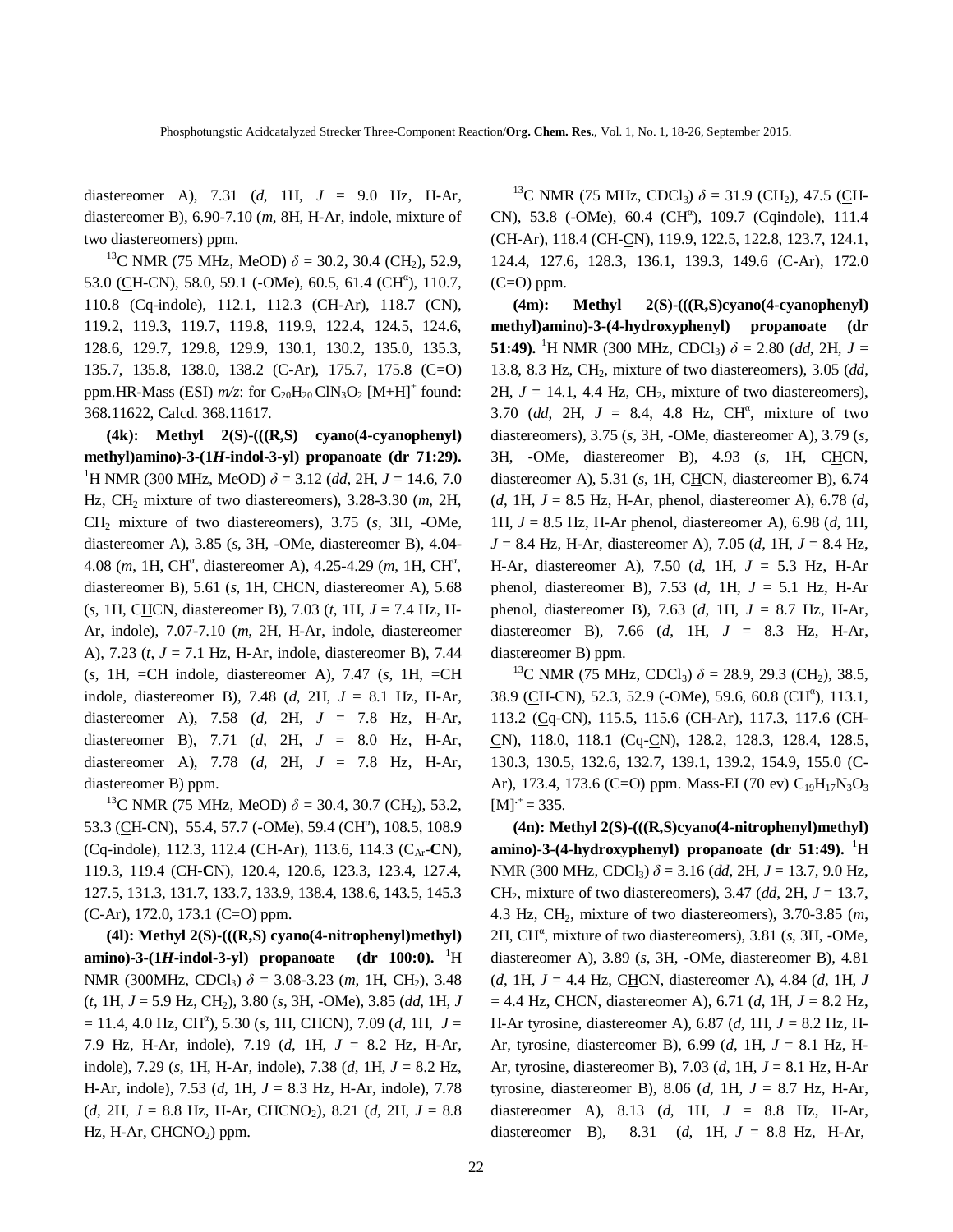diastereomer A), 7.31 (*d*, 1H, *J* = 9.0 Hz, H-Ar, diastereomer B), 6.90-7.10 (*m*, 8H, H-Ar, indole, mixture of two diastereomers) ppm.

$^{13}$C NMR (75 MHz, MeOD) $\delta$ = 30.2, 30.4 ($CH_2$), 52.9, 53.0 (<u>C</u>H-CN), 58.0, 59.1 (-OMe), 60.5, 61.4 ($CH^{\alpha}$), 110.7, 110.8 (Cq-indole), 112.1, 112.3 (CH-Ar), 118.7 (CN), 119.2, 119.3, 119.7, 119.8, 119.9, 122.4, 124.5, 124.6, 128.6, 129.7, 129.8, 129.9, 130.1, 130.2, 135.0, 135.3, 135.7, 135.8, 138.0, 138.2 (C-Ar), 175.7, 175.8 (C=O) ppm.HR-Mass (ESI) *m/z*: for $C_{20}H_{20}ClN_3O_2$ $[M+H]^+$ found: 368.11622, Calcd. 368.11617.

**(4k): Methyl 2(S)-(((R,S) cyano(4-cyanophenyl) methyl)amino)-3-(1*H*-indol-3-yl) propanoate (dr 71:29).** $^1$H NMR (300 MHz, MeOD) $\delta$ = 3.12 (*dd*, 2H, *J* = 14.6, 7.0 Hz, $CH_2$ mixture of two diastereomers), 3.28-3.30 (*m*, 2H, $CH_2$ mixture of two diastereomers), 3.75 (*s*, 3H, -OMe, diastereomer A), 3.85 (*s*, 3H, -OMe, diastereomer B), 4.04-4.08 (*m*, 1H, $CH^{\alpha}$, diastereomer A), 4.25-4.29 (*m*, 1H, $CH^{\alpha}$, diastereomer B), 5.61 (*s*, 1H, C<u>H</u>CN, diastereomer A), 5.68 (*s*, 1H, C<u>H</u>CN, diastereomer B), 7.03 (*t*, 1H, *J* = 7.4 Hz, H-Ar, indole), 7.07-7.10 (*m*, 2H, H-Ar, indole, diastereomer A), 7.23 (*t*, *J* = 7.1 Hz, H-Ar, indole, diastereomer B), 7.44 (*s*, 1H, =CH indole, diastereomer A), 7.47 (*s*, 1H, =CH indole, diastereomer B), 7.48 (*d*, 2H, *J* = 8.1 Hz, H-Ar, diastereomer A), 7.58 (*d*, 2H, *J* = 7.8 Hz, H-Ar, diastereomer B), 7.71 (*d*, 2H, *J* = 8.0 Hz, H-Ar, diastereomer A), 7.78 (*d*, 2H, *J* = 7.8 Hz, H-Ar, diastereomer B) ppm.

$^{13}$C NMR (75 MHz, MeOD) $\delta$ = 30.4, 30.7 ($CH_2$), 53.2, 53.3 (<u>C</u>H-CN), 55.4, 57.7 (-OMe), 59.4 ($CH^{\alpha}$), 108.5, 108.9 (Cq-indole), 112.3, 112.4 (CH-Ar), 113.6, 114.3 ($C_{Ar}$-**C**N), 119.3, 119.4 (CH-**C**N), 120.4, 120.6, 123.3, 123.4, 127.4, 127.5, 131.3, 131.7, 133.7, 133.9, 138.4, 138.6, 143.5, 145.3 (C-Ar), 172.0, 173.1 (C=O) ppm.

**(4l): Methyl 2(S)-(((R,S) cyano(4-nitrophenyl)methyl) amino)-3-(1*H*-indol-3-yl) propanoate (dr 100:0).** $^1$H NMR (300MHz, $CDCl_3$) $\delta$ = 3.08-3.23 (*m*, 1H, $CH_2$), 3.48 (*t*, 1H, *J* = 5.9 Hz, $CH_2$), 3.80 (*s*, 3H, -OMe), 3.85 (*dd*, 1H, *J* = 11.4, 4.0 Hz, $CH^{\alpha}$), 5.30 (*s*, 1H, CHCN), 7.09 (*d*, 1H, *J* = 7.9 Hz, H-Ar, indole), 7.19 (*d*, 1H, *J* = 8.2 Hz, H-Ar, indole), 7.29 (*s*, 1H, H-Ar, indole), 7.38 (*d*, 1H, *J* = 8.2 Hz, H-Ar, indole), 7.53 (*d*, 1H, *J* = 8.3 Hz, H-Ar, indole), 7.78 (*d*, 2H, *J* = 8.8 Hz, H-Ar, $CHCNO_2$), 8.21 (*d*, 2H, *J* = 8.8 Hz, H-Ar, $CHCNO_2$) ppm.

$^{13}$C NMR (75 MHz, $CDCl_3$) $\delta$ = 31.9 ($CH_2$), 47.5 (<u>C</u>H-CN), 53.8 (-OMe), 60.4 ($CH^{\alpha}$), 109.7 (Cqindole), 111.4 (CH-Ar), 118.4 (CH-<u>C</u>N), 119.9, 122.5, 122.8, 123.7, 124.1, 124.4, 127.6, 128.3, 136.1, 139.3, 149.6 (C-Ar), 172.0 (C=O) ppm.

**(4m): Methyl 2(S)-(((R,S)cyano(4-cyanophenyl) methyl)amino)-3-(4-hydroxyphenyl) propanoate (dr 51:49).** $^1$H NMR (300 MHz, $CDCl_3$) $\delta$ = 2.80 (*dd*, 2H, *J* = 13.8, 8.3 Hz, $CH_2$, mixture of two diastereomers), 3.05 (*dd*, 2H, *J* = 14.1, 4.4 Hz, $CH_2$, mixture of two diastereomers), 3.70 (*dd*, 2H, *J* = 8.4, 4.8 Hz, $CH^{\alpha}$, mixture of two diastereomers), 3.75 (*s*, 3H, -OMe, diastereomer A), 3.79 (*s*, 3H, -OMe, diastereomer B), 4.93 (*s*, 1H, C<u>H</u>CN, diastereomer A), 5.31 (*s*, 1H, C<u>H</u>CN, diastereomer B), 6.74 (*d*, 1H, *J* = 8.5 Hz, H-Ar, phenol, diastereomer A), 6.78 (*d*, 1H, *J* = 8.5 Hz, H-Ar phenol, diastereomer A), 6.98 (*d*, 1H, *J* = 8.4 Hz, H-Ar, diastereomer A), 7.05 (*d*, 1H, *J* = 8.4 Hz, H-Ar, diastereomer A), 7.50 (*d*, 1H, *J* = 5.3 Hz, H-Ar phenol, diastereomer B), 7.53 (*d*, 1H, *J* = 5.1 Hz, H-Ar phenol, diastereomer B), 7.63 (*d*, 1H, *J* = 8.7 Hz, H-Ar, diastereomer B), 7.66 (*d*, 1H, *J* = 8.3 Hz, H-Ar, diastereomer B) ppm.

$^{13}$C NMR (75 MHz, $CDCl_3$) $\delta$ = 28.9, 29.3 ($CH_2$), 38.5, 38.9 (<u>C</u>H-CN), 52.3, 52.9 (-OMe), 59.6, 60.8 ($CH^{\alpha}$), 113.1, 113.2 (<u>C</u>q-CN), 115.5, 115.6 (CH-Ar), 117.3, 117.6 (CH-<u>C</u>N), 118.0, 118.1 (Cq-<u>C</u>N), 128.2, 128.3, 128.4, 128.5, 130.3, 130.5, 132.6, 132.7, 139.1, 139.2, 154.9, 155.0 (C-Ar), 173.4, 173.6 (C=O) ppm. Mass-EI (70 ev) $C_{19}H_{17}N_3O_3$ $[M]^{\cdot+}$ = 335.

**(4n): Methyl 2(S)-(((R,S)cyano(4-nitrophenyl)methyl) amino)-3-(4-hydroxyphenyl) propanoate (dr 51:49).** $^1$H NMR (300 MHz, $CDCl_3$) $\delta$ = 3.16 (*dd*, 2H, *J* = 13.7, 9.0 Hz, $CH_2$, mixture of two diastereomers), 3.47 (*dd*, 2H, *J* = 13.7, 4.3 Hz, $CH_2$, mixture of two diastereomers), 3.70-3.85 (*m*, 2H, $CH^{\alpha}$, mixture of two diastereomers), 3.81 (*s*, 3H, -OMe, diastereomer A), 3.89 (*s*, 3H, -OMe, diastereomer B), 4.81 (*d*, 1H, *J* = 4.4 Hz, C<u>H</u>CN, diastereomer A), 4.84 (*d*, 1H, *J* = 4.4 Hz, C<u>H</u>CN, diastereomer A), 6.71 (*d*, 1H, *J* = 8.2 Hz, H-Ar tyrosine, diastereomer A), 6.87 (*d*, 1H, *J* = 8.2 Hz, H-Ar, tyrosine, diastereomer B), 6.99 (*d*, 1H, *J* = 8.1 Hz, H-Ar, tyrosine, diastereomer B), 7.03 (*d*, 1H, *J* = 8.1 Hz, H-Ar tyrosine, diastereomer B), 8.06 (*d*, 1H, *J* = 8.7 Hz, H-Ar, diastereomer A), 8.13 (*d*, 1H, *J* = 8.8 Hz, H-Ar, diastereomer B), 8.31 (*d*, 1H, *J* = 8.8 Hz, H-Ar,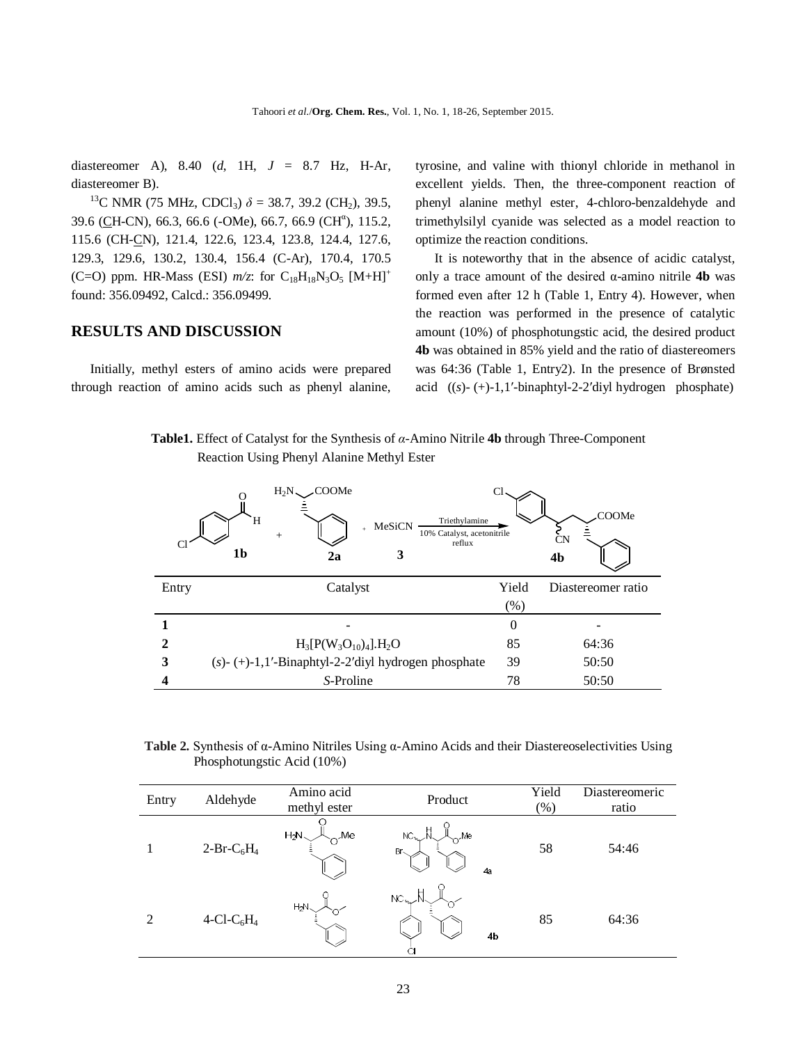diastereomer A), 8.40 (*d*, 1H, *J* = 8.7 Hz, H-Ar, diastereomer B).

$^{13}$C NMR (75 MHz, $CDCl_3$) $\delta$ = 38.7, 39.2 ($CH_2$), 39.5, 39.6 (CH-CN), 66.3, 66.6 (-OMe), 66.7, 66.9 ($CH^{\alpha}$), 115.2, 115.6 (CH-CN), 121.4, 122.6, 123.4, 123.8, 124.4, 127.6, 129.3, 129.6, 130.2, 130.4, 156.4 (C-Ar), 170.4, 170.5 (C=O) ppm. HR-Mass (ESI) *m/z*: for $C_{18}H_{18}N_3O_5$ $[M+H]^+$ found: 356.09492, Calcd.: 356.09499.

## RESULTS AND DISCUSSION

Initially, methyl esters of amino acids were prepared through reaction of amino acids such as phenyl alanine, tyrosine, and valine with thionyl chloride in methanol in excellent yields. Then, the three-component reaction of phenyl alanine methyl ester, 4-chloro-benzaldehyde and trimethylsilyl cyanide was selected as a model reaction to optimize the reaction conditions.

It is noteworthy that in the absence of acidic catalyst, only a trace amount of the desired α-amino nitrile **4b** was formed even after 12 h (Table 1, Entry 4). However, when the reaction was performed in the presence of catalytic amount (10%) of phosphotungstic acid, the desired product **4b** was obtained in 85% yield and the ratio of diastereomers was 64:36 (Table 1, Entry2). In the presence of Brønsted acid ((*s*)- (+)-1,1′-binaphtyl-2-2′diyl hydrogen phosphate)

**Table1.** Effect of Catalyst for the Synthesis of *α*-Amino Nitrile **4b** through Three-Component Reaction Using Phenyl Alanine Methyl Ester

**1b** + **2a** + MeSiCN **3** → (Triethylamine, 10% Catalyst, acetonitrile, reflux) → **4b**

| Entry | Catalyst | Yield (%) | Diastereomer ratio |
|---|---|---|---|
| **1** | - | 0 | - |
| **2** | $H_3[P(W_3O_{10})_4].H_2O$ | 85 | 64:36 |
| **3** | (*s*)- (+)-1,1′-Binaphtyl-2-2′diyl hydrogen phosphate | 39 | 50:50 |
| **4** | *S*-Proline | 78 | 50:50 |

**Table 2.** Synthesis of α-Amino Nitriles Using α-Amino Acids and their Diastereoselectivities Using Phosphotungstic Acid (10%)

| Entry | Aldehyde | Amino acid methyl ester | Product | Yield (%) | Diastereomeric ratio |
|---|---|---|---|---|---|
| 1 | 2-Br-$C_6H_4$ | | 4a | 58 | 54:46 |
| 2 | 4-Cl-$C_6H_4$ | | 4b | 85 | 64:36 |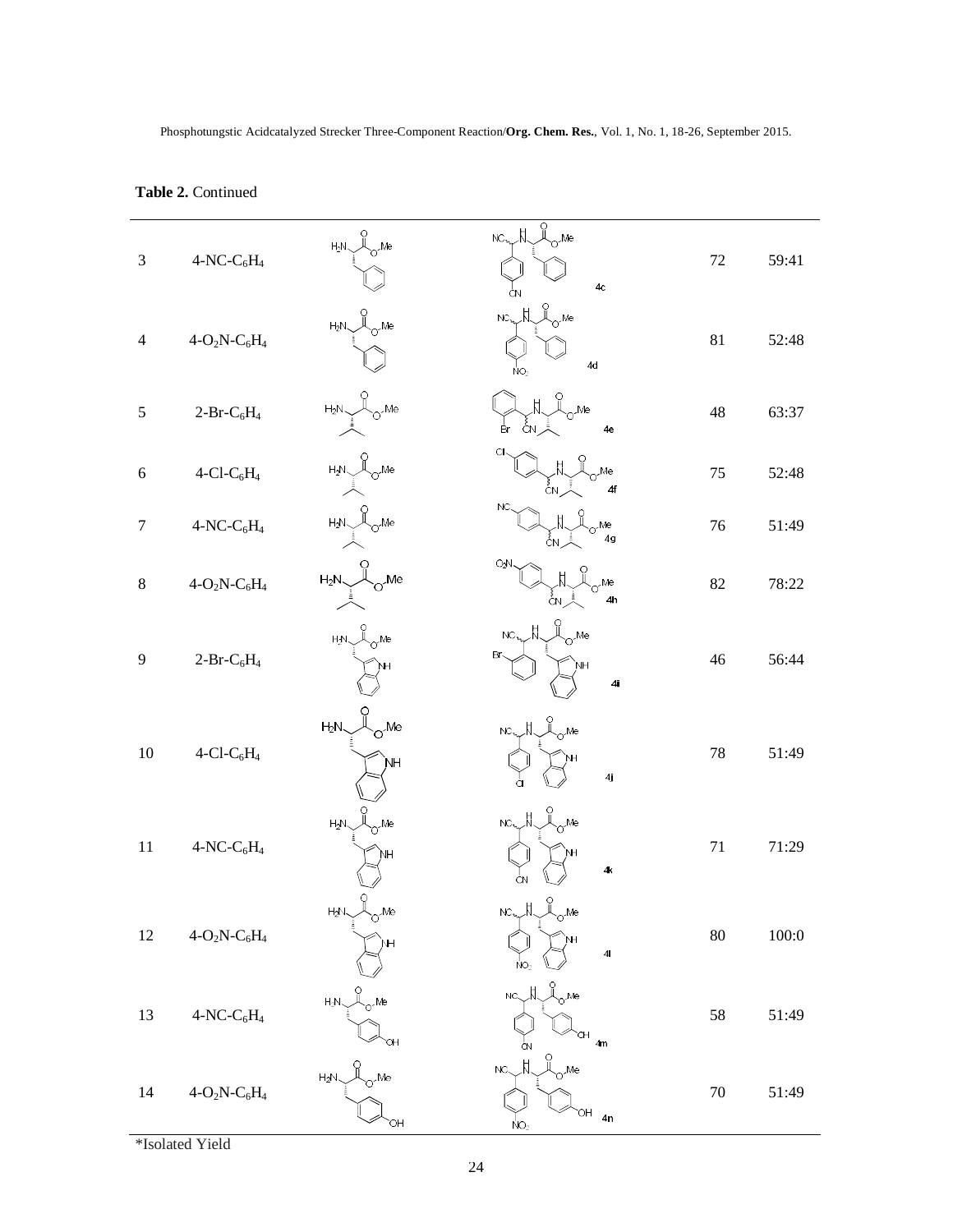**Table 2.** Continued

| | | | | | |
|---|---|---|---|---|---|
| 3 | 4-NC-$C_6H_4$ | | 4c | 72 | 59:41 |
| 4 | 4-$O_2N$-$C_6H_4$ | | 4d | 81 | 52:48 |
| 5 | 2-Br-$C_6H_4$ | | 4e | 48 | 63:37 |
| 6 | 4-Cl-$C_6H_4$ | | 4f | 75 | 52:48 |
| 7 | 4-NC-$C_6H_4$ | | 4g | 76 | 51:49 |
| 8 | 4-$O_2N$-$C_6H_4$ | | 4h | 82 | 78:22 |
| 9 | 2-Br-$C_6H_4$ | | 4i | 46 | 56:44 |
| 10 | 4-Cl-$C_6H_4$ | | 4j | 78 | 51:49 |
| 11 | 4-NC-$C_6H_4$ | | 4k | 71 | 71:29 |
| 12 | 4-$O_2N$-$C_6H_4$ | | 4l | 80 | 100:0 |
| 13 | 4-NC-$C_6H_4$ | | 4m | 58 | 51:49 |
| 14 | 4-$O_2N$-$C_6H_4$ | | 4n | 70 | 51:49 |

*Isolated Yield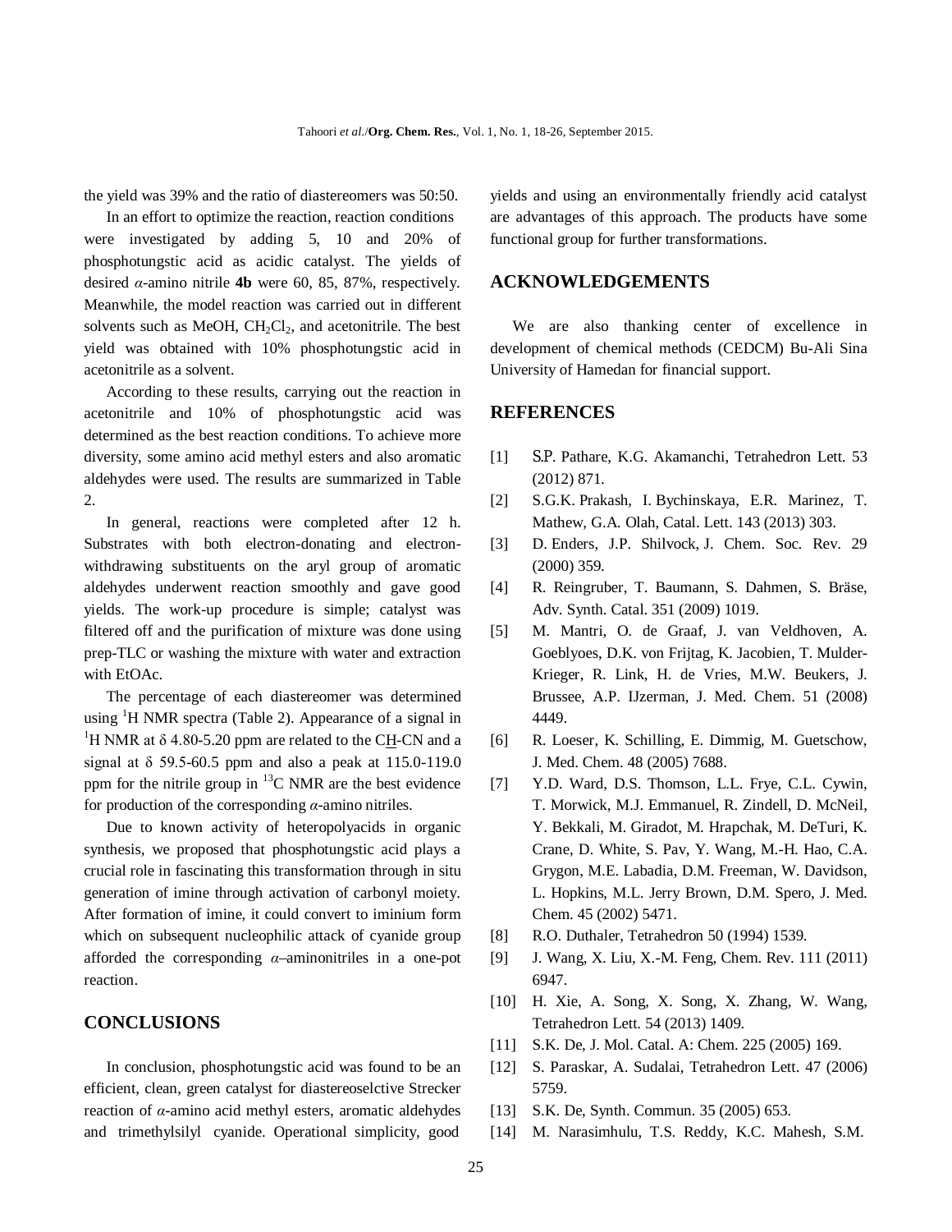the yield was 39% and the ratio of diastereomers was 50:50.

In an effort to optimize the reaction, reaction conditions were investigated by adding 5, 10 and 20% of phosphotungstic acid as acidic catalyst. The yields of desired *α*-amino nitrile **4b** were 60, 85, 87%, respectively. Meanwhile, the model reaction was carried out in different solvents such as MeOH, $CH_2Cl_2$, and acetonitrile. The best yield was obtained with 10% phosphotungstic acid in acetonitrile as a solvent.

According to these results, carrying out the reaction in acetonitrile and 10% of phosphotungstic acid was determined as the best reaction conditions. To achieve more diversity, some amino acid methyl esters and also aromatic aldehydes were used. The results are summarized in Table 2.

In general, reactions were completed after 12 h. Substrates with both electron-donating and electron-withdrawing substituents on the aryl group of aromatic aldehydes underwent reaction smoothly and gave good yields. The work-up procedure is simple; catalyst was filtered off and the purification of mixture was done using prep-TLC or washing the mixture with water and extraction with EtOAc.

The percentage of each diastereomer was determined using $^1$H NMR spectra (Table 2). Appearance of a signal in $^1$H NMR at δ 4.80-5.20 ppm are related to the C<u>H</u>-CN and a signal at δ 59.5-60.5 ppm and also a peak at 115.0-119.0 ppm for the nitrile group in $^{13}$C NMR are the best evidence for production of the corresponding *α*-amino nitriles.

Due to known activity of heteropolyacids in organic synthesis, we proposed that phosphotungstic acid plays a crucial role in fascinating this transformation through in situ generation of imine through activation of carbonyl moiety. After formation of imine, it could convert to iminium form which on subsequent nucleophilic attack of cyanide group afforded the corresponding *α*–aminonitriles in a one-pot reaction.

## CONCLUSIONS

In conclusion, phosphotungstic acid was found to be an efficient, clean, green catalyst for diastereoselctive Strecker reaction of *α*-amino acid methyl esters, aromatic aldehydes and trimethylsilyl cyanide. Operational simplicity, good yields and using an environmentally friendly acid catalyst are advantages of this approach. The products have some functional group for further transformations.

## ACKNOWLEDGEMENTS

We are also thanking center of excellence in development of chemical methods (CEDCM) Bu-Ali Sina University of Hamedan for financial support.

## REFERENCES

[1] S.P. Pathare, K.G. Akamanchi, Tetrahedron Lett. 53 (2012) 871.

[2] S.G.K. Prakash, I. Bychinskaya, E.R. Marinez, T. Mathew, G.A. Olah, Catal. Lett. 143 (2013) 303.

[3] D. Enders, J.P. Shilvock, J. Chem. Soc. Rev. 29 (2000) 359.

[4] R. Reingruber, T. Baumann, S. Dahmen, S. Bräse, Adv. Synth. Catal. 351 (2009) 1019.

[5] M. Mantri, O. de Graaf, J. van Veldhoven, A. Goeblyoes, D.K. von Frijtag, K. Jacobien, T. Mulder-Krieger, R. Link, H. de Vries, M.W. Beukers, J. Brussee, A.P. IJzerman, J. Med. Chem. 51 (2008) 4449.

[6] R. Loeser, K. Schilling, E. Dimmig, M. Guetschow, J. Med. Chem. 48 (2005) 7688.

[7] Y.D. Ward, D.S. Thomson, L.L. Frye, C.L. Cywin, T. Morwick, M.J. Emmanuel, R. Zindell, D. McNeil, Y. Bekkali, M. Giradot, M. Hrapchak, M. DeTuri, K. Crane, D. White, S. Pav, Y. Wang, M.-H. Hao, C.A. Grygon, M.E. Labadia, D.M. Freeman, W. Davidson, L. Hopkins, M.L. Jerry Brown, D.M. Spero, J. Med. Chem. 45 (2002) 5471.

[8] R.O. Duthaler, Tetrahedron 50 (1994) 1539.

[9] J. Wang, X. Liu, X.-M. Feng, Chem. Rev. 111 (2011) 6947.

[10] H. Xie, A. Song, X. Song, X. Zhang, W. Wang, Tetrahedron Lett. 54 (2013) 1409.

[11] S.K. De, J. Mol. Catal. A: Chem. 225 (2005) 169.

[12] S. Paraskar, A. Sudalai, Tetrahedron Lett. 47 (2006) 5759.

[13] S.K. De, Synth. Commun. 35 (2005) 653.

[14] M. Narasimhulu, T.S. Reddy, K.C. Mahesh, S.M.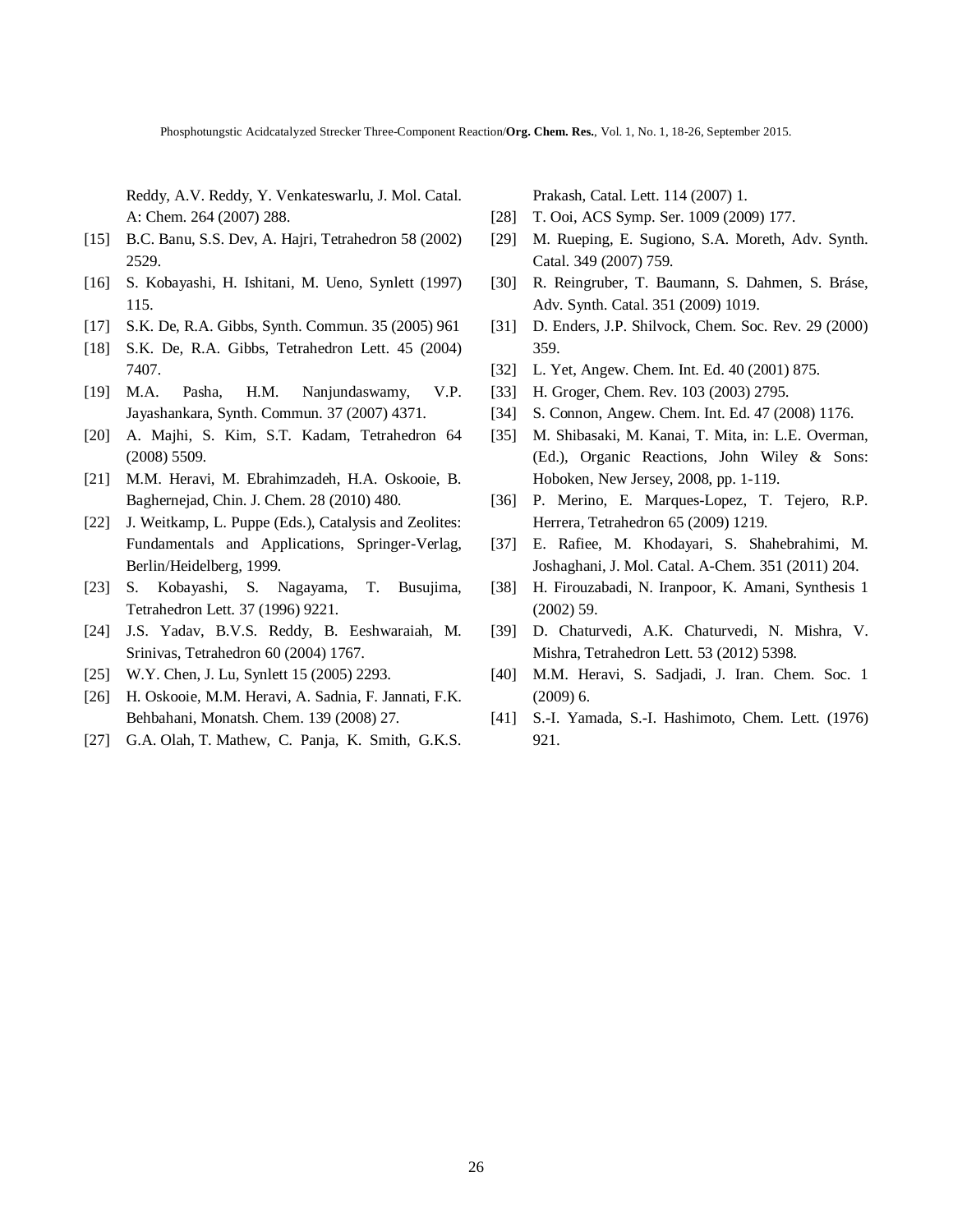Reddy, A.V. Reddy, Y. Venkateswarlu, J. Mol. Catal. A: Chem. 264 (2007) 288.

[15] B.C. Banu, S.S. Dev, A. Hajri, Tetrahedron 58 (2002) 2529.

[16] S. Kobayashi, H. Ishitani, M. Ueno, Synlett (1997) 115.

[17] S.K. De, R.A. Gibbs, Synth. Commun. 35 (2005) 961

[18] S.K. De, R.A. Gibbs, Tetrahedron Lett. 45 (2004) 7407.

[19] M.A. Pasha, H.M. Nanjundaswamy, V.P. Jayashankara, Synth. Commun. 37 (2007) 4371.

[20] A. Majhi, S. Kim, S.T. Kadam, Tetrahedron 64 (2008) 5509.

[21] M.M. Heravi, M. Ebrahimzadeh, H.A. Oskooie, B. Baghernejad, Chin. J. Chem. 28 (2010) 480.

[22] J. Weitkamp, L. Puppe (Eds.), Catalysis and Zeolites: Fundamentals and Applications, Springer-Verlag, Berlin/Heidelberg, 1999.

[23] S. Kobayashi, S. Nagayama, T. Busujima, Tetrahedron Lett. 37 (1996) 9221.

[24] J.S. Yadav, B.V.S. Reddy, B. Eeshwaraiah, M. Srinivas, Tetrahedron 60 (2004) 1767.

[25] W.Y. Chen, J. Lu, Synlett 15 (2005) 2293.

[26] H. Oskooie, M.M. Heravi, A. Sadnia, F. Jannati, F.K. Behbahani, Monatsh. Chem. 139 (2008) 27.

[27] G.A. Olah, T. Mathew, C. Panja, K. Smith, G.K.S. Prakash, Catal. Lett. 114 (2007) 1.

[28] T. Ooi, ACS Symp. Ser. 1009 (2009) 177.

[29] M. Rueping, E. Sugiono, S.A. Moreth, Adv. Synth. Catal. 349 (2007) 759.

[30] R. Reingruber, T. Baumann, S. Dahmen, S. Bráse, Adv. Synth. Catal. 351 (2009) 1019.

[31] D. Enders, J.P. Shilvock, Chem. Soc. Rev. 29 (2000) 359.

[32] L. Yet, Angew. Chem. Int. Ed. 40 (2001) 875.

[33] H. Groger, Chem. Rev. 103 (2003) 2795.

[34] S. Connon, Angew. Chem. Int. Ed. 47 (2008) 1176.

[35] M. Shibasaki, M. Kanai, T. Mita, in: L.E. Overman, (Ed.), Organic Reactions, John Wiley & Sons: Hoboken, New Jersey, 2008, pp. 1-119.

[36] P. Merino, E. Marques-Lopez, T. Tejero, R.P. Herrera, Tetrahedron 65 (2009) 1219.

[37] E. Rafiee, M. Khodayari, S. Shahebrahimi, M. Joshaghani, J. Mol. Catal. A-Chem. 351 (2011) 204.

[38] H. Firouzabadi, N. Iranpoor, K. Amani, Synthesis 1 (2002) 59.

[39] D. Chaturvedi, A.K. Chaturvedi, N. Mishra, V. Mishra, Tetrahedron Lett. 53 (2012) 5398.

[40] M.M. Heravi, S. Sadjadi, J. Iran. Chem. Soc. 1 (2009) 6.

[41] S.-I. Yamada, S.-I. Hashimoto, Chem. Lett. (1976) 921.